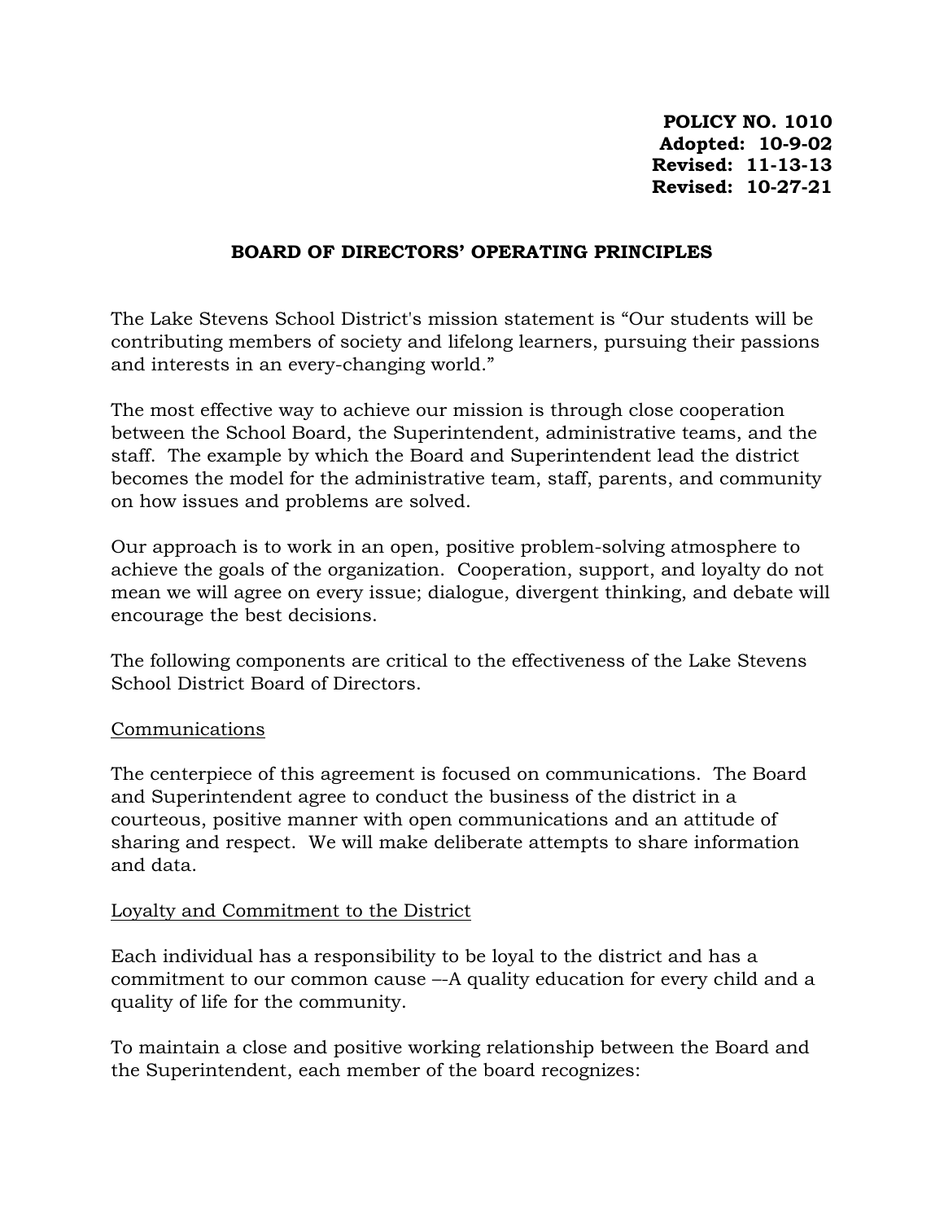**POLICY NO. 1010**
**Adopted: 10-9-02**
**Revised: 11-13-13**
**Revised: 10-27-21**

# BOARD OF DIRECTORS' OPERATING PRINCIPLES

The Lake Stevens School District's mission statement is "Our students will be contributing members of society and lifelong learners, pursuing their passions and interests in an every-changing world."

The most effective way to achieve our mission is through close cooperation between the School Board, the Superintendent, administrative teams, and the staff. The example by which the Board and Superintendent lead the district becomes the model for the administrative team, staff, parents, and community on how issues and problems are solved.

Our approach is to work in an open, positive problem-solving atmosphere to achieve the goals of the organization. Cooperation, support, and loyalty do not mean we will agree on every issue; dialogue, divergent thinking, and debate will encourage the best decisions.

The following components are critical to the effectiveness of the Lake Stevens School District Board of Directors.

<u>Communications</u>

The centerpiece of this agreement is focused on communications. The Board and Superintendent agree to conduct the business of the district in a courteous, positive manner with open communications and an attitude of sharing and respect. We will make deliberate attempts to share information and data.

<u>Loyalty and Commitment to the District</u>

Each individual has a responsibility to be loyal to the district and has a commitment to our common cause –-A quality education for every child and a quality of life for the community.

To maintain a close and positive working relationship between the Board and the Superintendent, each member of the board recognizes: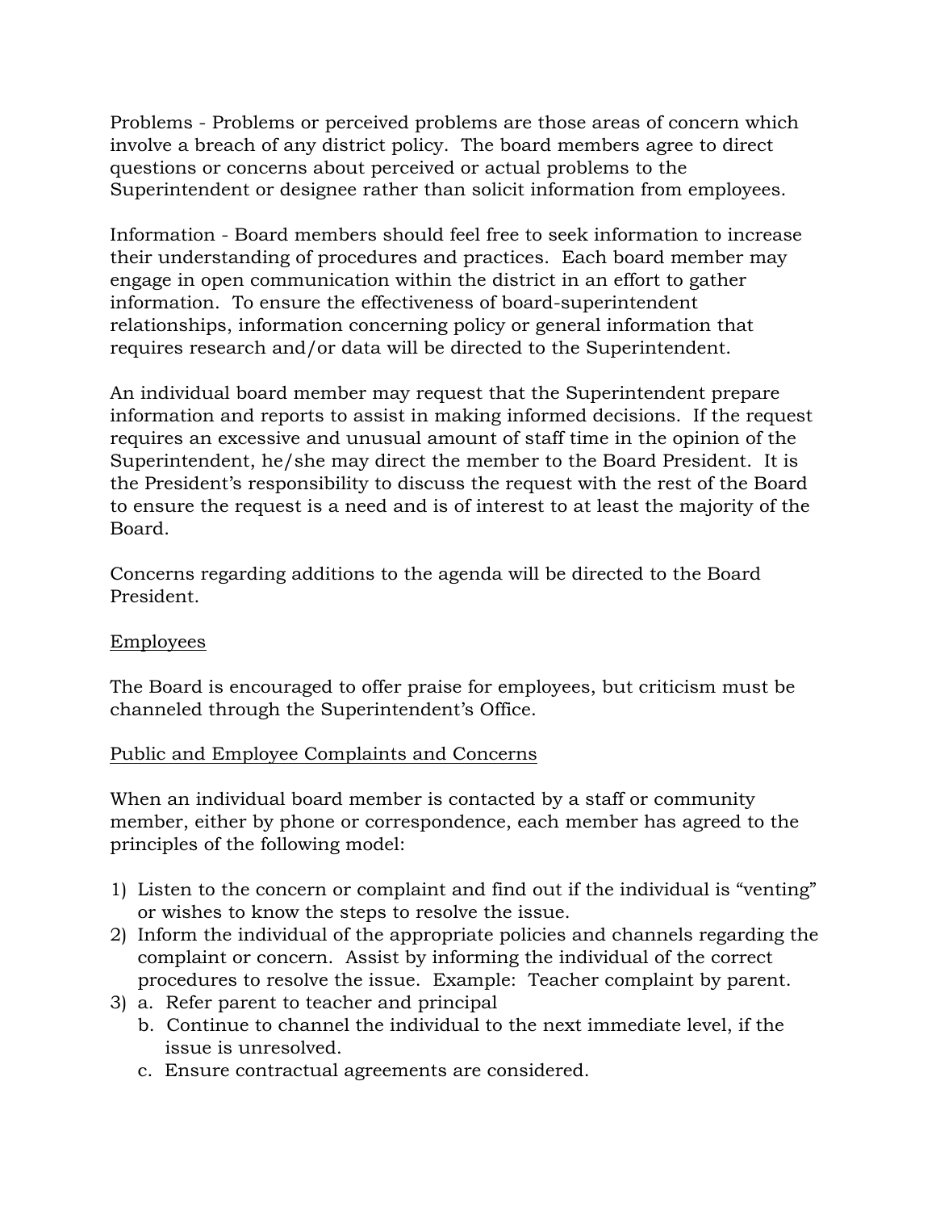Problems - Problems or perceived problems are those areas of concern which involve a breach of any district policy. The board members agree to direct questions or concerns about perceived or actual problems to the Superintendent or designee rather than solicit information from employees.

Information - Board members should feel free to seek information to increase their understanding of procedures and practices. Each board member may engage in open communication within the district in an effort to gather information. To ensure the effectiveness of board-superintendent relationships, information concerning policy or general information that requires research and/or data will be directed to the Superintendent.

An individual board member may request that the Superintendent prepare information and reports to assist in making informed decisions. If the request requires an excessive and unusual amount of staff time in the opinion of the Superintendent, he/she may direct the member to the Board President. It is the President's responsibility to discuss the request with the rest of the Board to ensure the request is a need and is of interest to at least the majority of the Board.

Concerns regarding additions to the agenda will be directed to the Board President.

<u>Employees</u>

The Board is encouraged to offer praise for employees, but criticism must be channeled through the Superintendent's Office.

<u>Public and Employee Complaints and Concerns</u>

When an individual board member is contacted by a staff or community member, either by phone or correspondence, each member has agreed to the principles of the following model:

1) Listen to the concern or complaint and find out if the individual is "venting" or wishes to know the steps to resolve the issue.
2) Inform the individual of the appropriate policies and channels regarding the complaint or concern. Assist by informing the individual of the correct procedures to resolve the issue. Example: Teacher complaint by parent.
3) a. Refer parent to teacher and principal
   b. Continue to channel the individual to the next immediate level, if the issue is unresolved.
   c. Ensure contractual agreements are considered.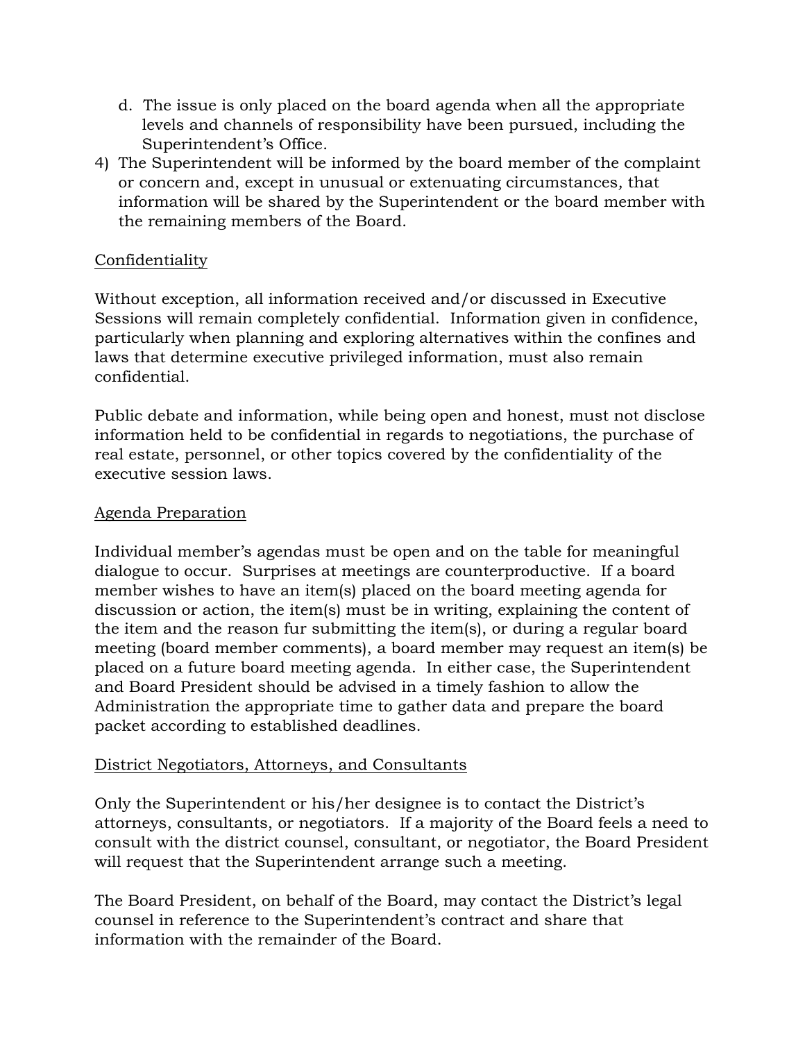d. The issue is only placed on the board agenda when all the appropriate levels and channels of responsibility have been pursued, including the Superintendent's Office.

4) The Superintendent will be informed by the board member of the complaint or concern and, except in unusual or extenuating circumstances, that information will be shared by the Superintendent or the board member with the remaining members of the Board.

<u>Confidentiality</u>

Without exception, all information received and/or discussed in Executive Sessions will remain completely confidential. Information given in confidence, particularly when planning and exploring alternatives within the confines and laws that determine executive privileged information, must also remain confidential.

Public debate and information, while being open and honest, must not disclose information held to be confidential in regards to negotiations, the purchase of real estate, personnel, or other topics covered by the confidentiality of the executive session laws.

<u>Agenda Preparation</u>

Individual member's agendas must be open and on the table for meaningful dialogue to occur. Surprises at meetings are counterproductive. If a board member wishes to have an item(s) placed on the board meeting agenda for discussion or action, the item(s) must be in writing, explaining the content of the item and the reason fur submitting the item(s), or during a regular board meeting (board member comments), a board member may request an item(s) be placed on a future board meeting agenda. In either case, the Superintendent and Board President should be advised in a timely fashion to allow the Administration the appropriate time to gather data and prepare the board packet according to established deadlines.

<u>District Negotiators, Attorneys, and Consultants</u>

Only the Superintendent or his/her designee is to contact the District's attorneys, consultants, or negotiators. If a majority of the Board feels a need to consult with the district counsel, consultant, or negotiator, the Board President will request that the Superintendent arrange such a meeting.

The Board President, on behalf of the Board, may contact the District's legal counsel in reference to the Superintendent's contract and share that information with the remainder of the Board.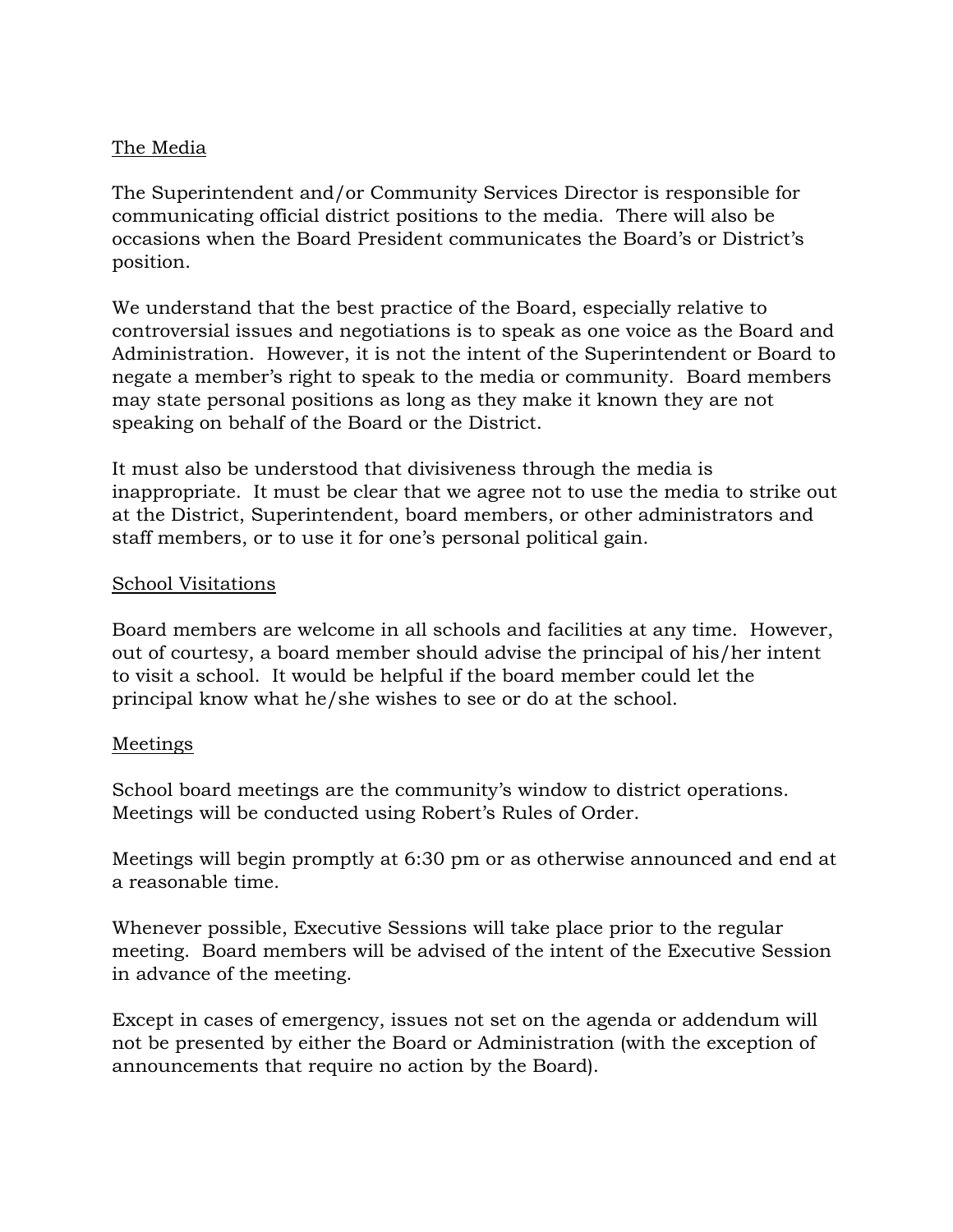## The Media

The Superintendent and/or Community Services Director is responsible for communicating official district positions to the media. There will also be occasions when the Board President communicates the Board's or District's position.

We understand that the best practice of the Board, especially relative to controversial issues and negotiations is to speak as one voice as the Board and Administration. However, it is not the intent of the Superintendent or Board to negate a member's right to speak to the media or community. Board members may state personal positions as long as they make it known they are not speaking on behalf of the Board or the District.

It must also be understood that divisiveness through the media is inappropriate. It must be clear that we agree not to use the media to strike out at the District, Superintendent, board members, or other administrators and staff members, or to use it for one's personal political gain.

## School Visitations

Board members are welcome in all schools and facilities at any time. However, out of courtesy, a board member should advise the principal of his/her intent to visit a school. It would be helpful if the board member could let the principal know what he/she wishes to see or do at the school.

## Meetings

School board meetings are the community's window to district operations. Meetings will be conducted using Robert's Rules of Order.

Meetings will begin promptly at 6:30 pm or as otherwise announced and end at a reasonable time.

Whenever possible, Executive Sessions will take place prior to the regular meeting. Board members will be advised of the intent of the Executive Session in advance of the meeting.

Except in cases of emergency, issues not set on the agenda or addendum will not be presented by either the Board or Administration (with the exception of announcements that require no action by the Board).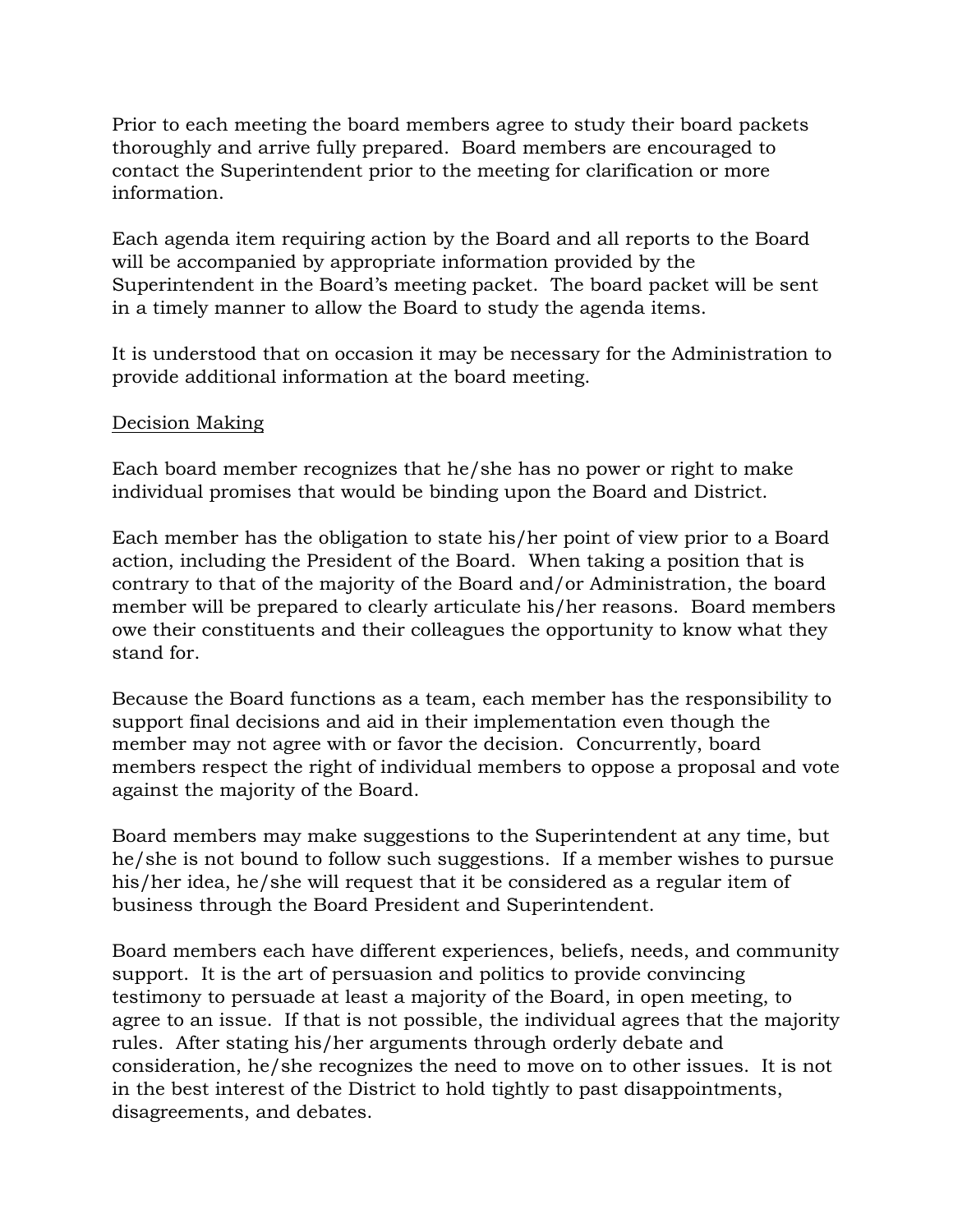Prior to each meeting the board members agree to study their board packets thoroughly and arrive fully prepared. Board members are encouraged to contact the Superintendent prior to the meeting for clarification or more information.

Each agenda item requiring action by the Board and all reports to the Board will be accompanied by appropriate information provided by the Superintendent in the Board's meeting packet. The board packet will be sent in a timely manner to allow the Board to study the agenda items.

It is understood that on occasion it may be necessary for the Administration to provide additional information at the board meeting.

<u>Decision Making</u>

Each board member recognizes that he/she has no power or right to make individual promises that would be binding upon the Board and District.

Each member has the obligation to state his/her point of view prior to a Board action, including the President of the Board. When taking a position that is contrary to that of the majority of the Board and/or Administration, the board member will be prepared to clearly articulate his/her reasons. Board members owe their constituents and their colleagues the opportunity to know what they stand for.

Because the Board functions as a team, each member has the responsibility to support final decisions and aid in their implementation even though the member may not agree with or favor the decision. Concurrently, board members respect the right of individual members to oppose a proposal and vote against the majority of the Board.

Board members may make suggestions to the Superintendent at any time, but he/she is not bound to follow such suggestions. If a member wishes to pursue his/her idea, he/she will request that it be considered as a regular item of business through the Board President and Superintendent.

Board members each have different experiences, beliefs, needs, and community support. It is the art of persuasion and politics to provide convincing testimony to persuade at least a majority of the Board, in open meeting, to agree to an issue. If that is not possible, the individual agrees that the majority rules. After stating his/her arguments through orderly debate and consideration, he/she recognizes the need to move on to other issues. It is not in the best interest of the District to hold tightly to past disappointments, disagreements, and debates.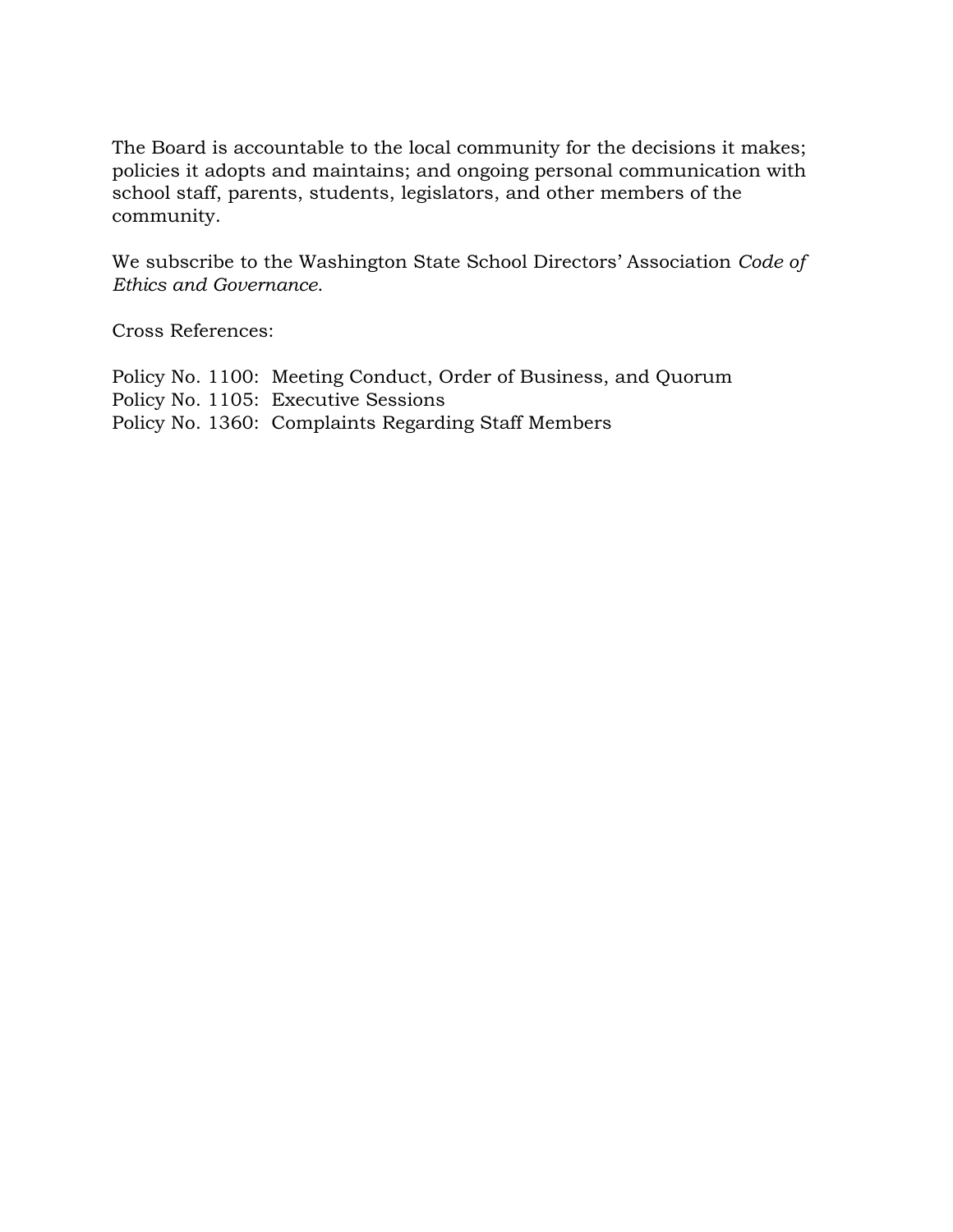The Board is accountable to the local community for the decisions it makes; policies it adopts and maintains; and ongoing personal communication with school staff, parents, students, legislators, and other members of the community.

We subscribe to the Washington State School Directors' Association *Code of Ethics and Governance*.

Cross References:

Policy No. 1100: Meeting Conduct, Order of Business, and Quorum
Policy No. 1105: Executive Sessions
Policy No. 1360: Complaints Regarding Staff Members